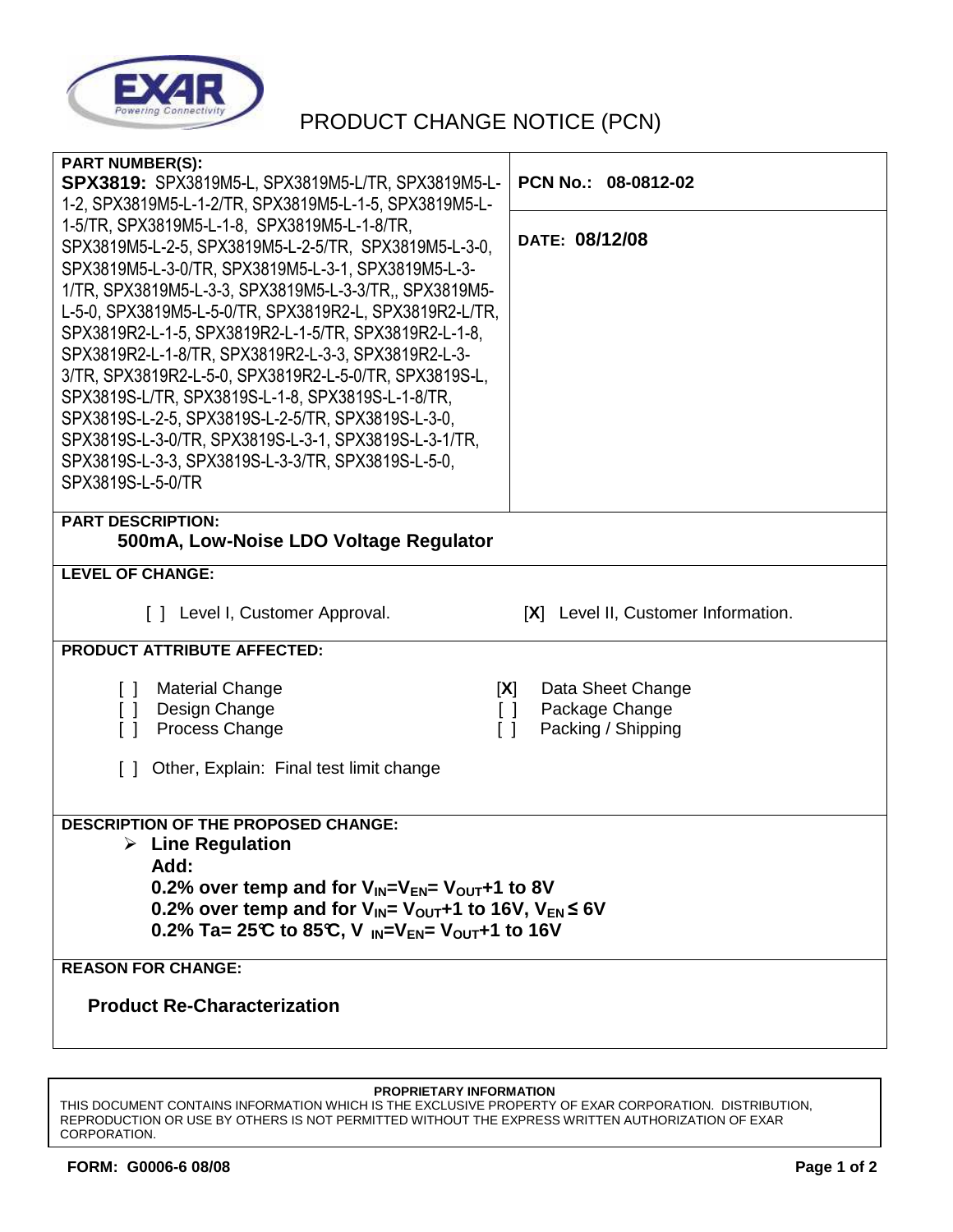# PRODUCT CHANGE NOTICE (PCN)

**PART NUMBER(S):**
**SPX3819:** SPX3819M5-L, SPX3819M5-L/TR, SPX3819M5-L-1-2, SPX3819M5-L-1-2/TR, SPX3819M5-L-1-5, SPX3819M5-L-1-5/TR, SPX3819M5-L-1-8, SPX3819M5-L-1-8/TR, SPX3819M5-L-2-5, SPX3819M5-L-2-5/TR, SPX3819M5-L-3-0, SPX3819M5-L-3-0/TR, SPX3819M5-L-3-1, SPX3819M5-L-3-1/TR, SPX3819M5-L-3-3, SPX3819M5-L-3-3/TR,, SPX3819M5-L-5-0, SPX3819M5-L-5-0/TR, SPX3819R2-L, SPX3819R2-L/TR, SPX3819R2-L-1-5, SPX3819R2-L-1-5/TR, SPX3819R2-L-1-8, SPX3819R2-L-1-8/TR, SPX3819R2-L-3-3, SPX3819R2-L-3-3/TR, SPX3819R2-L-5-0, SPX3819R2-L-5-0/TR, SPX3819S-L, SPX3819S-L/TR, SPX3819S-L-1-8, SPX3819S-L-1-8/TR, SPX3819S-L-2-5, SPX3819S-L-2-5/TR, SPX3819S-L-3-0, SPX3819S-L-3-0/TR, SPX3819S-L-3-1, SPX3819S-L-3-1/TR, SPX3819S-L-3-3, SPX3819S-L-3-3/TR, SPX3819S-L-5-0, SPX3819S-L-5-0/TR

**PCN No.: 08-0812-02**

**DATE: 08/12/08**

**PART DESCRIPTION:**
**500mA, Low-Noise LDO Voltage Regulator**

**LEVEL OF CHANGE:**

[ ] Level I, Customer Approval.    [X] Level II, Customer Information.

**PRODUCT ATTRIBUTE AFFECTED:**

[ ] Material Change    [X] Data Sheet Change
[ ] Design Change    [ ] Package Change
[ ] Process Change    [ ] Packing / Shipping

[ ] Other, Explain: Final test limit change

**DESCRIPTION OF THE PROPOSED CHANGE:**

- **Line Regulation**
  **Add:**
  **0.2% over temp and for $V_{IN}=V_{EN}=V_{OUT}+1$ to 8V**
  **0.2% over temp and for $V_{IN}=V_{OUT}+1$ to 16V, $V_{EN} \leq 6V$**
  **0.2% Ta= 25°C to 85°C, $V_{IN}=V_{EN}=V_{OUT}+1$ to 16V**

**REASON FOR CHANGE:**

**Product Re-Characterization**

**PROPRIETARY INFORMATION**
THIS DOCUMENT CONTAINS INFORMATION WHICH IS THE EXCLUSIVE PROPERTY OF EXAR CORPORATION. DISTRIBUTION, REPRODUCTION OR USE BY OTHERS IS NOT PERMITTED WITHOUT THE EXPRESS WRITTEN AUTHORIZATION OF EXAR CORPORATION.

**FORM: G0006-6 08/08**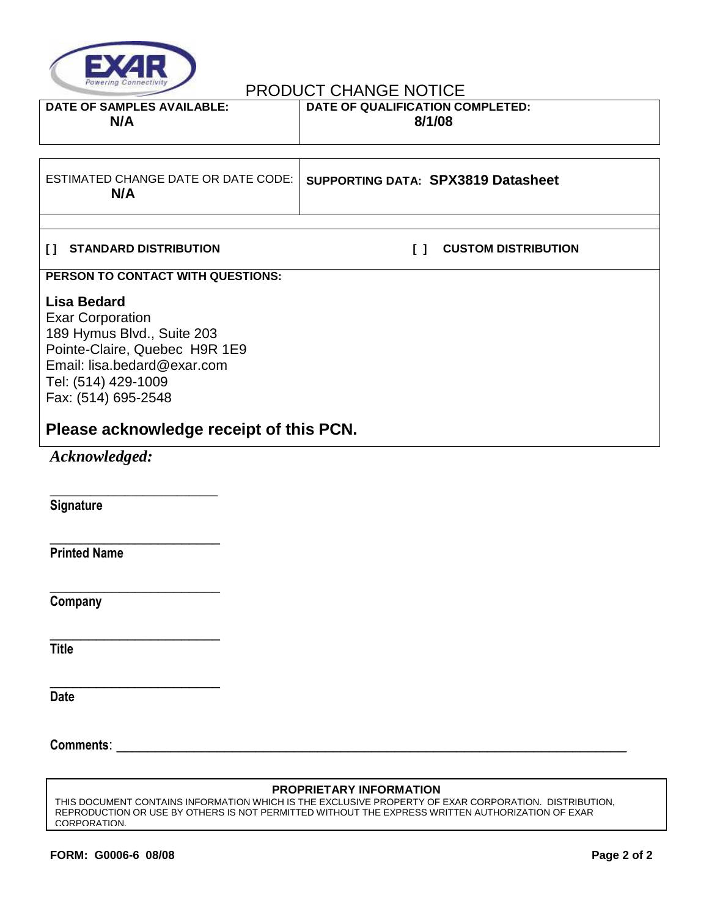# PRODUCT CHANGE NOTICE

| | |
|---|---|
| **DATE OF SAMPLES AVAILABLE:** N/A | **DATE OF QUALIFICATION COMPLETED:** 8/1/08 |

| | |
|---|---|
| ESTIMATED CHANGE DATE OR DATE CODE: **N/A** | **SUPPORTING DATA: SPX3819 Datasheet** |

**[ ] STANDARD DISTRIBUTION** **[ ] CUSTOM DISTRIBUTION**

**PERSON TO CONTACT WITH QUESTIONS:**

**Lisa Bedard**
Exar Corporation
189 Hymus Blvd., Suite 203
Pointe-Claire, Quebec H9R 1E9
Email: lisa.bedard@exar.com
Tel: (514) 429-1009
Fax: (514) 695-2548

**Please acknowledge receipt of this PCN.**

***Acknowledged:***

\_\_\_\_\_\_\_\_\_\_\_\_\_\_\_\_\_\_\_\_\_\_\_\_\_\_
**Signature**

\_\_\_\_\_\_\_\_\_\_\_\_\_\_\_\_\_\_\_\_\_\_\_\_\_\_
**Printed Name**

\_\_\_\_\_\_\_\_\_\_\_\_\_\_\_\_\_\_\_\_\_\_\_\_\_\_
**Company**

\_\_\_\_\_\_\_\_\_\_\_\_\_\_\_\_\_\_\_\_\_\_\_\_\_\_
**Title**

\_\_\_\_\_\_\_\_\_\_\_\_\_\_\_\_\_\_\_\_\_\_\_\_\_\_
**Date**

**Comments**: \_\_\_\_\_\_\_\_\_\_\_\_\_\_\_\_\_\_\_\_\_\_\_\_\_\_\_\_\_\_\_\_\_\_\_\_\_\_\_\_\_\_\_\_\_\_\_\_\_\_\_\_\_\_\_\_\_\_\_\_\_\_\_\_\_\_\_\_\_\_\_\_\_\_

**PROPRIETARY INFORMATION**

THIS DOCUMENT CONTAINS INFORMATION WHICH IS THE EXCLUSIVE PROPERTY OF EXAR CORPORATION. DISTRIBUTION, REPRODUCTION OR USE BY OTHERS IS NOT PERMITTED WITHOUT THE EXPRESS WRITTEN AUTHORIZATION OF EXAR CORPORATION.

**FORM: G0006-6 08/08**